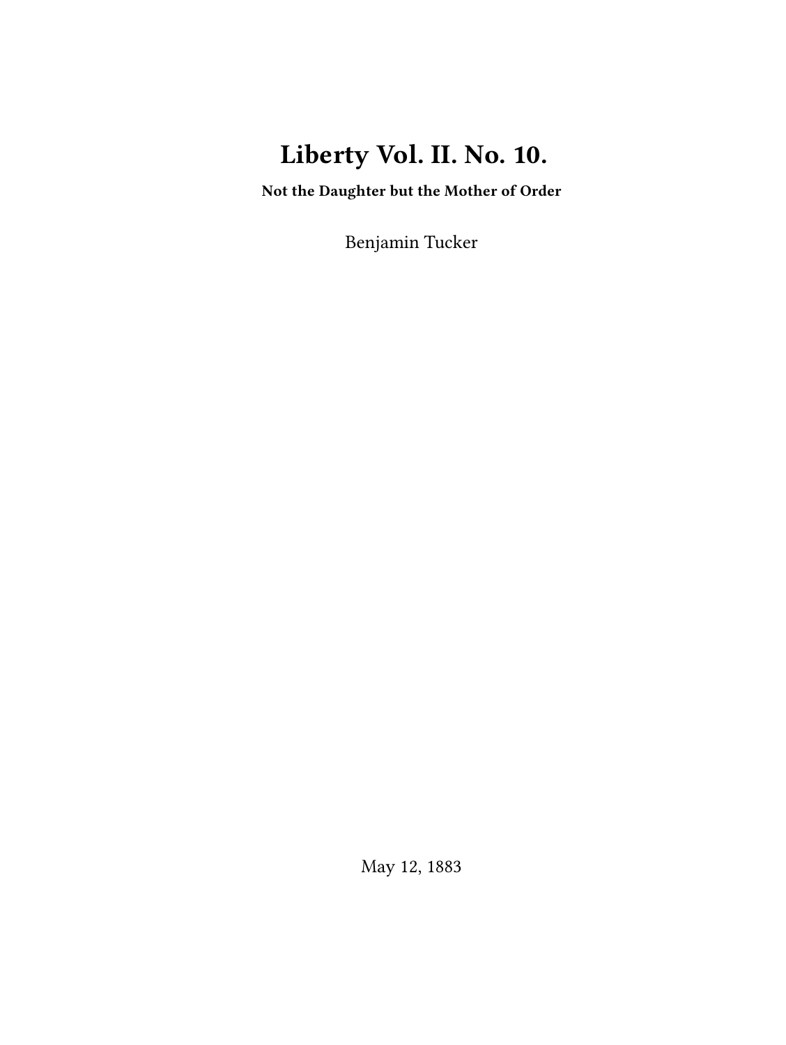# Liberty Vol. II. No. 10.

**Not the Daughter but the Mother of Order**

Benjamin Tucker

May 12, 1883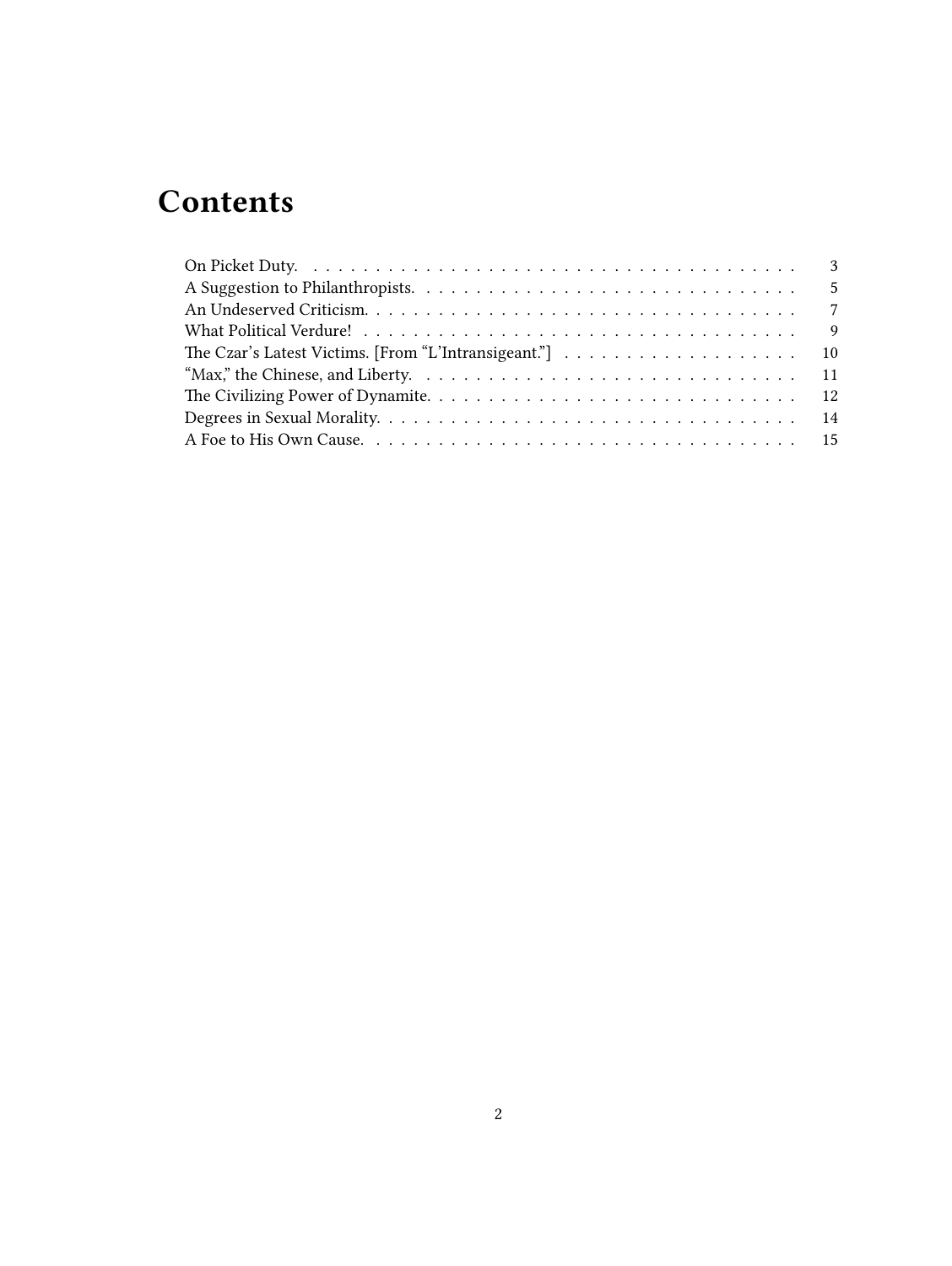# Contents

- On Picket Duty. 3
- A Suggestion to Philanthropists. 5
- An Undeserved Criticism. 7
- What Political Verdure! 9
- The Czar's Latest Victims. [From "L'Intransigeant."] 10
- "Max," the Chinese, and Liberty. 11
- The Civilizing Power of Dynamite. 12
- Degrees in Sexual Morality. 14
- A Foe to His Own Cause. 15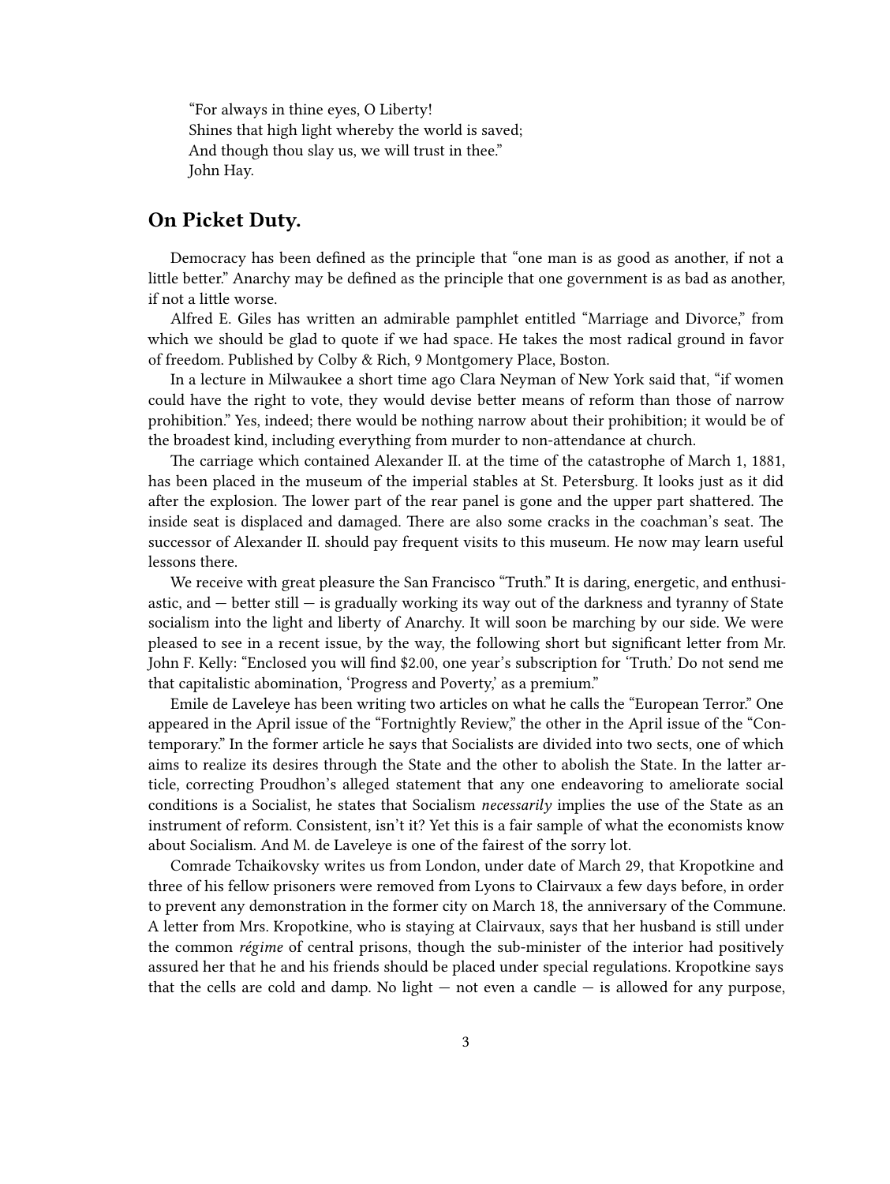> "For always in thine eyes, O Liberty!
> Shines that high light whereby the world is saved;
> And though thou slay us, we will trust in thee."
> John Hay.

## On Picket Duty.

Democracy has been defined as the principle that "one man is as good as another, if not a little better." Anarchy may be defined as the principle that one government is as bad as another, if not a little worse.

Alfred E. Giles has written an admirable pamphlet entitled "Marriage and Divorce," from which we should be glad to quote if we had space. He takes the most radical ground in favor of freedom. Published by Colby & Rich, 9 Montgomery Place, Boston.

In a lecture in Milwaukee a short time ago Clara Neyman of New York said that, "if women could have the right to vote, they would devise better means of reform than those of narrow prohibition." Yes, indeed; there would be nothing narrow about their prohibition; it would be of the broadest kind, including everything from murder to non-attendance at church.

The carriage which contained Alexander II. at the time of the catastrophe of March 1, 1881, has been placed in the museum of the imperial stables at St. Petersburg. It looks just as it did after the explosion. The lower part of the rear panel is gone and the upper part shattered. The inside seat is displaced and damaged. There are also some cracks in the coachman's seat. The successor of Alexander II. should pay frequent visits to this museum. He now may learn useful lessons there.

We receive with great pleasure the San Francisco "Truth." It is daring, energetic, and enthusiastic, and — better still — is gradually working its way out of the darkness and tyranny of State socialism into the light and liberty of Anarchy. It will soon be marching by our side. We were pleased to see in a recent issue, by the way, the following short but significant letter from Mr. John F. Kelly: "Enclosed you will find $2.00, one year's subscription for 'Truth.' Do not send me that capitalistic abomination, 'Progress and Poverty,' as a premium."

Emile de Laveleye has been writing two articles on what he calls the "European Terror." One appeared in the April issue of the "Fortnightly Review," the other in the April issue of the "Contemporary." In the former article he says that Socialists are divided into two sects, one of which aims to realize its desires through the State and the other to abolish the State. In the latter article, correcting Proudhon's alleged statement that any one endeavoring to ameliorate social conditions is a Socialist, he states that Socialism *necessarily* implies the use of the State as an instrument of reform. Consistent, isn't it? Yet this is a fair sample of what the economists know about Socialism. And M. de Laveleye is one of the fairest of the sorry lot.

Comrade Tchaikovsky writes us from London, under date of March 29, that Kropotkine and three of his fellow prisoners were removed from Lyons to Clairvaux a few days before, in order to prevent any demonstration in the former city on March 18, the anniversary of the Commune. A letter from Mrs. Kropotkine, who is staying at Clairvaux, says that her husband is still under the common *régime* of central prisons, though the sub-minister of the interior had positively assured her that he and his friends should be placed under special regulations. Kropotkine says that the cells are cold and damp. No light — not even a candle — is allowed for any purpose,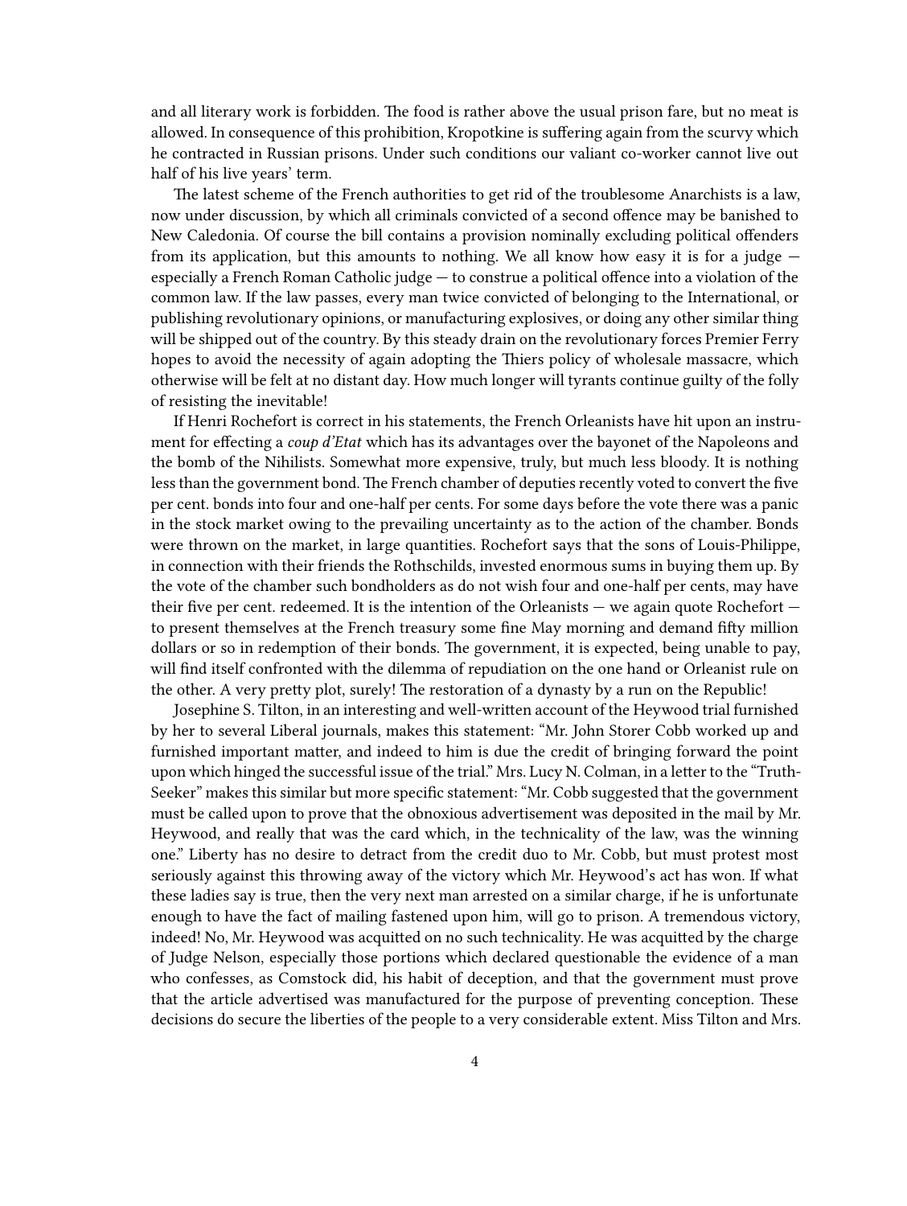and all literary work is forbidden. The food is rather above the usual prison fare, but no meat is allowed. In consequence of this prohibition, Kropotkine is suffering again from the scurvy which he contracted in Russian prisons. Under such conditions our valiant co-worker cannot live out half of his live years' term.

The latest scheme of the French authorities to get rid of the troublesome Anarchists is a law, now under discussion, by which all criminals convicted of a second offence may be banished to New Caledonia. Of course the bill contains a provision nominally excluding political offenders from its application, but this amounts to nothing. We all know how easy it is for a judge — especially a French Roman Catholic judge — to construe a political offence into a violation of the common law. If the law passes, every man twice convicted of belonging to the International, or publishing revolutionary opinions, or manufacturing explosives, or doing any other similar thing will be shipped out of the country. By this steady drain on the revolutionary forces Premier Ferry hopes to avoid the necessity of again adopting the Thiers policy of wholesale massacre, which otherwise will be felt at no distant day. How much longer will tyrants continue guilty of the folly of resisting the inevitable!

If Henri Rochefort is correct in his statements, the French Orleanists have hit upon an instrument for effecting a *coup d'Etat* which has its advantages over the bayonet of the Napoleons and the bomb of the Nihilists. Somewhat more expensive, truly, but much less bloody. It is nothing less than the government bond. The French chamber of deputies recently voted to convert the five per cent. bonds into four and one-half per cents. For some days before the vote there was a panic in the stock market owing to the prevailing uncertainty as to the action of the chamber. Bonds were thrown on the market, in large quantities. Rochefort says that the sons of Louis-Philippe, in connection with their friends the Rothschilds, invested enormous sums in buying them up. By the vote of the chamber such bondholders as do not wish four and one-half per cents, may have their five per cent. redeemed. It is the intention of the Orleanists — we again quote Rochefort — to present themselves at the French treasury some fine May morning and demand fifty million dollars or so in redemption of their bonds. The government, it is expected, being unable to pay, will find itself confronted with the dilemma of repudiation on the one hand or Orleanist rule on the other. A very pretty plot, surely! The restoration of a dynasty by a run on the Republic!

Josephine S. Tilton, in an interesting and well-written account of the Heywood trial furnished by her to several Liberal journals, makes this statement: "Mr. John Storer Cobb worked up and furnished important matter, and indeed to him is due the credit of bringing forward the point upon which hinged the successful issue of the trial." Mrs. Lucy N. Colman, in a letter to the "Truth-Seeker" makes this similar but more specific statement: "Mr. Cobb suggested that the government must be called upon to prove that the obnoxious advertisement was deposited in the mail by Mr. Heywood, and really that was the card which, in the technicality of the law, was the winning one." Liberty has no desire to detract from the credit duo to Mr. Cobb, but must protest most seriously against this throwing away of the victory which Mr. Heywood's act has won. If what these ladies say is true, then the very next man arrested on a similar charge, if he is unfortunate enough to have the fact of mailing fastened upon him, will go to prison. A tremendous victory, indeed! No, Mr. Heywood was acquitted on no such technicality. He was acquitted by the charge of Judge Nelson, especially those portions which declared questionable the evidence of a man who confesses, as Comstock did, his habit of deception, and that the government must prove that the article advertised was manufactured for the purpose of preventing conception. These decisions do secure the liberties of the people to a very considerable extent. Miss Tilton and Mrs.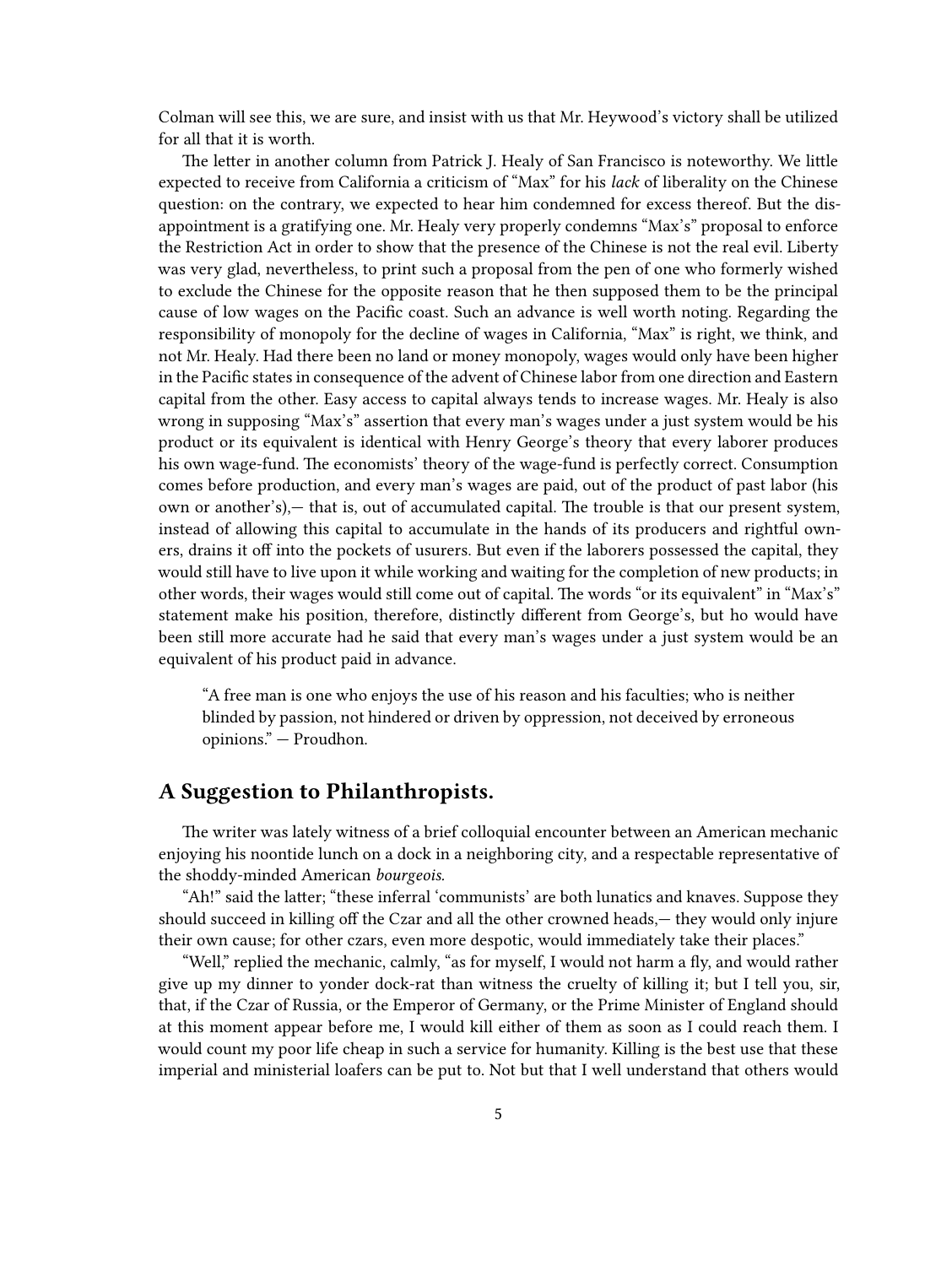Colman will see this, we are sure, and insist with us that Mr. Heywood's victory shall be utilized for all that it is worth.

The letter in another column from Patrick J. Healy of San Francisco is noteworthy. We little expected to receive from California a criticism of "Max" for his *lack* of liberality on the Chinese question: on the contrary, we expected to hear him condemned for excess thereof. But the disappointment is a gratifying one. Mr. Healy very properly condemns "Max's" proposal to enforce the Restriction Act in order to show that the presence of the Chinese is not the real evil. Liberty was very glad, nevertheless, to print such a proposal from the pen of one who formerly wished to exclude the Chinese for the opposite reason that he then supposed them to be the principal cause of low wages on the Pacific coast. Such an advance is well worth noting. Regarding the responsibility of monopoly for the decline of wages in California, "Max" is right, we think, and not Mr. Healy. Had there been no land or money monopoly, wages would only have been higher in the Pacific states in consequence of the advent of Chinese labor from one direction and Eastern capital from the other. Easy access to capital always tends to increase wages. Mr. Healy is also wrong in supposing "Max's" assertion that every man's wages under a just system would be his product or its equivalent is identical with Henry George's theory that every laborer produces his own wage-fund. The economists' theory of the wage-fund is perfectly correct. Consumption comes before production, and every man's wages are paid, out of the product of past labor (his own or another's),— that is, out of accumulated capital. The trouble is that our present system, instead of allowing this capital to accumulate in the hands of its producers and rightful owners, drains it off into the pockets of usurers. But even if the laborers possessed the capital, they would still have to live upon it while working and waiting for the completion of new products; in other words, their wages would still come out of capital. The words "or its equivalent" in "Max's" statement make his position, therefore, distinctly different from George's, but ho would have been still more accurate had he said that every man's wages under a just system would be an equivalent of his product paid in advance.

> "A free man is one who enjoys the use of his reason and his faculties; who is neither blinded by passion, not hindered or driven by oppression, not deceived by erroneous opinions." — Proudhon.

## A Suggestion to Philanthropists.

The writer was lately witness of a brief colloquial encounter between an American mechanic enjoying his noontide lunch on a dock in a neighboring city, and a respectable representative of the shoddy-minded American *bourgeois.*

"Ah!" said the latter; "these inferral 'communists' are both lunatics and knaves. Suppose they should succeed in killing off the Czar and all the other crowned heads,— they would only injure their own cause; for other czars, even more despotic, would immediately take their places."

"Well," replied the mechanic, calmly, "as for myself, I would not harm a fly, and would rather give up my dinner to yonder dock-rat than witness the cruelty of killing it; but I tell you, sir, that, if the Czar of Russia, or the Emperor of Germany, or the Prime Minister of England should at this moment appear before me, I would kill either of them as soon as I could reach them. I would count my poor life cheap in such a service for humanity. Killing is the best use that these imperial and ministerial loafers can be put to. Not but that I well understand that others would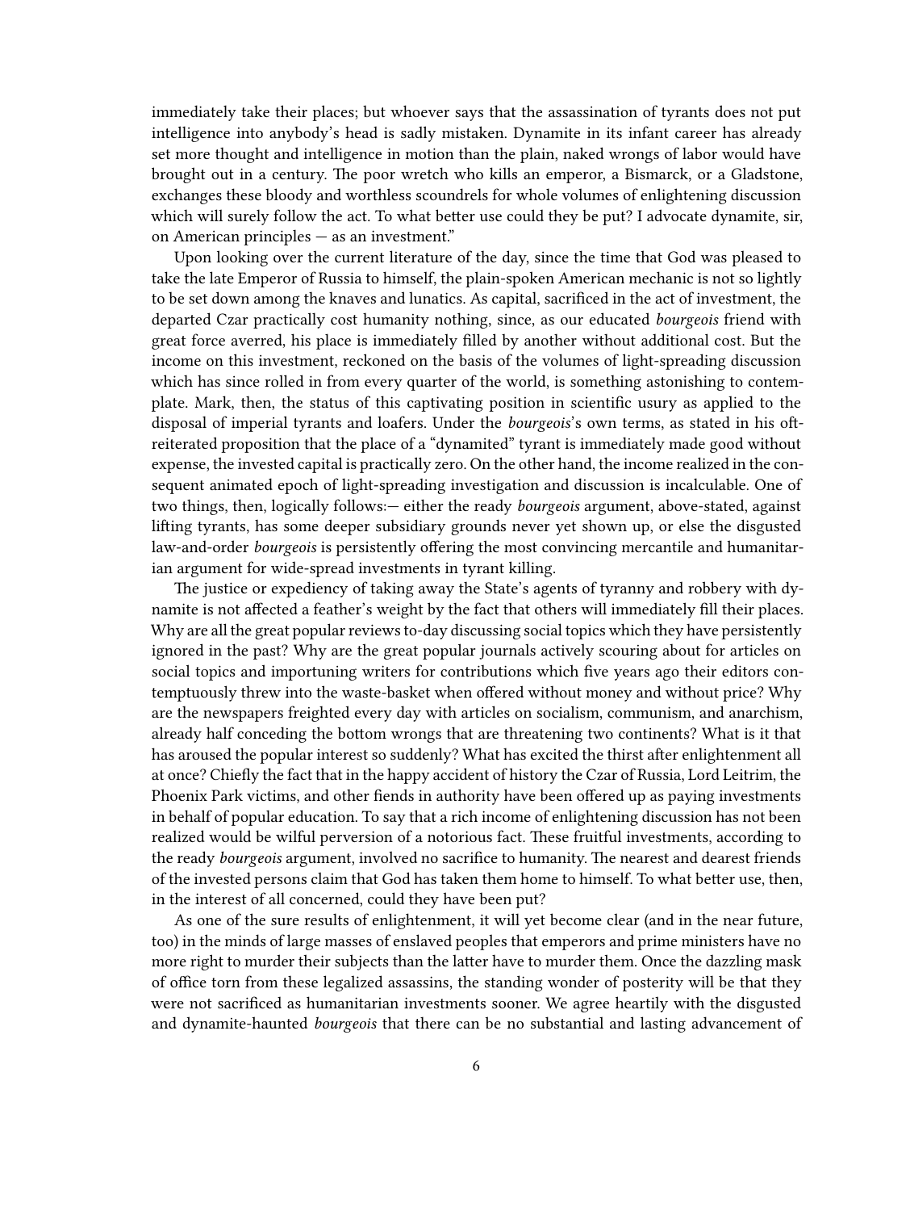immediately take their places; but whoever says that the assassination of tyrants does not put intelligence into anybody's head is sadly mistaken. Dynamite in its infant career has already set more thought and intelligence in motion than the plain, naked wrongs of labor would have brought out in a century. The poor wretch who kills an emperor, a Bismarck, or a Gladstone, exchanges these bloody and worthless scoundrels for whole volumes of enlightening discussion which will surely follow the act. To what better use could they be put? I advocate dynamite, sir, on American principles — as an investment."

Upon looking over the current literature of the day, since the time that God was pleased to take the late Emperor of Russia to himself, the plain-spoken American mechanic is not so lightly to be set down among the knaves and lunatics. As capital, sacrificed in the act of investment, the departed Czar practically cost humanity nothing, since, as our educated *bourgeois* friend with great force averred, his place is immediately filled by another without additional cost. But the income on this investment, reckoned on the basis of the volumes of light-spreading discussion which has since rolled in from every quarter of the world, is something astonishing to contemplate. Mark, then, the status of this captivating position in scientific usury as applied to the disposal of imperial tyrants and loafers. Under the *bourgeois*'s own terms, as stated in his oft-reiterated proposition that the place of a "dynamited" tyrant is immediately made good without expense, the invested capital is practically zero. On the other hand, the income realized in the consequent animated epoch of light-spreading investigation and discussion is incalculable. One of two things, then, logically follows:— either the ready *bourgeois* argument, above-stated, against lifting tyrants, has some deeper subsidiary grounds never yet shown up, or else the disgusted law-and-order *bourgeois* is persistently offering the most convincing mercantile and humanitarian argument for wide-spread investments in tyrant killing.

The justice or expediency of taking away the State's agents of tyranny and robbery with dynamite is not affected a feather's weight by the fact that others will immediately fill their places. Why are all the great popular reviews to-day discussing social topics which they have persistently ignored in the past? Why are the great popular journals actively scouring about for articles on social topics and importuning writers for contributions which five years ago their editors contemptuously threw into the waste-basket when offered without money and without price? Why are the newspapers freighted every day with articles on socialism, communism, and anarchism, already half conceding the bottom wrongs that are threatening two continents? What is it that has aroused the popular interest so suddenly? What has excited the thirst after enlightenment all at once? Chiefly the fact that in the happy accident of history the Czar of Russia, Lord Leitrim, the Phoenix Park victims, and other fiends in authority have been offered up as paying investments in behalf of popular education. To say that a rich income of enlightening discussion has not been realized would be wilful perversion of a notorious fact. These fruitful investments, according to the ready *bourgeois* argument, involved no sacrifice to humanity. The nearest and dearest friends of the invested persons claim that God has taken them home to himself. To what better use, then, in the interest of all concerned, could they have been put?

As one of the sure results of enlightenment, it will yet become clear (and in the near future, too) in the minds of large masses of enslaved peoples that emperors and prime ministers have no more right to murder their subjects than the latter have to murder them. Once the dazzling mask of office torn from these legalized assassins, the standing wonder of posterity will be that they were not sacrificed as humanitarian investments sooner. We agree heartily with the disgusted and dynamite-haunted *bourgeois* that there can be no substantial and lasting advancement of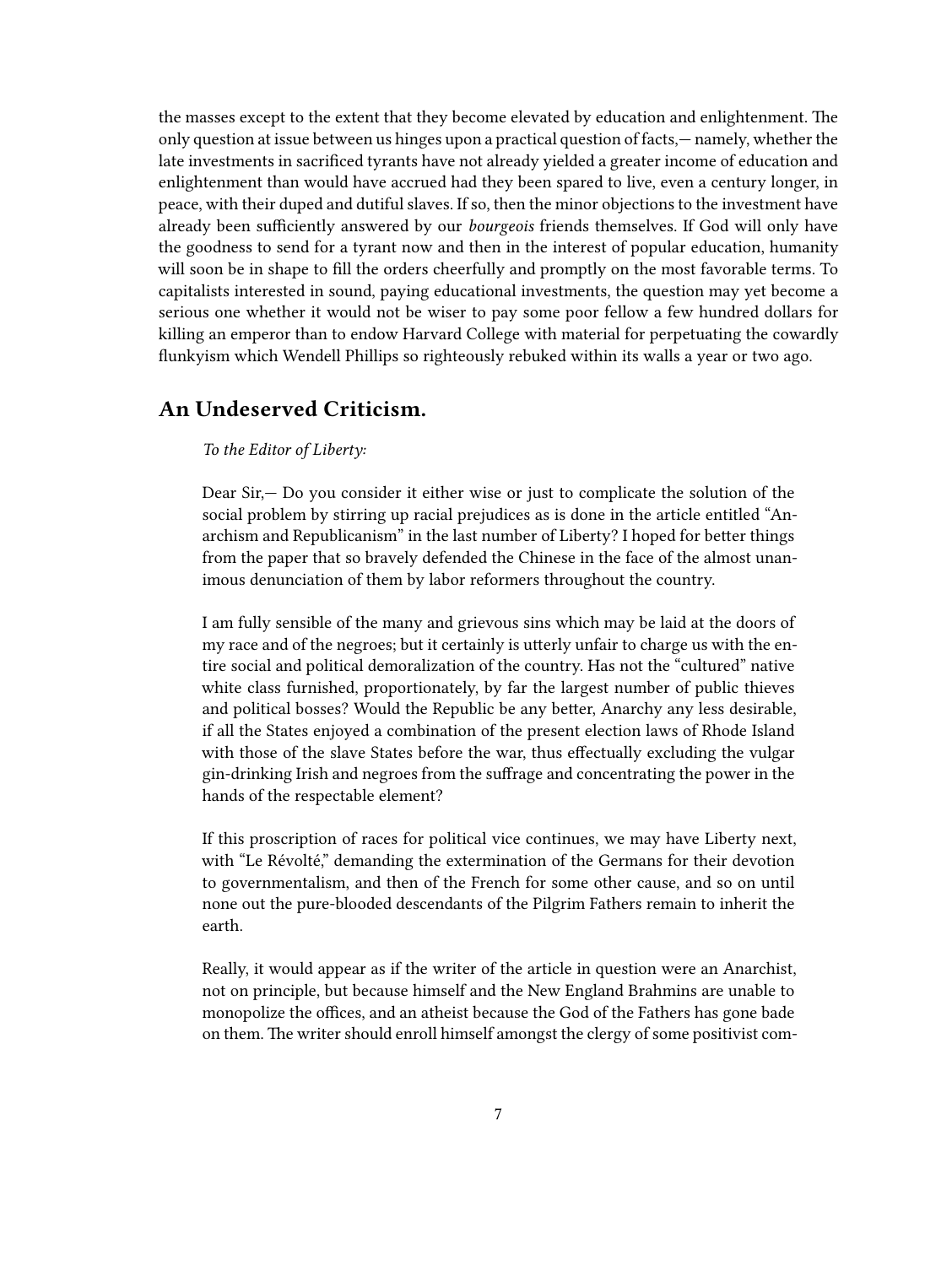the masses except to the extent that they become elevated by education and enlightenment. The only question at issue between us hinges upon a practical question of facts,— namely, whether the late investments in sacrificed tyrants have not already yielded a greater income of education and enlightenment than would have accrued had they been spared to live, even a century longer, in peace, with their duped and dutiful slaves. If so, then the minor objections to the investment have already been sufficiently answered by our *bourgeois* friends themselves. If God will only have the goodness to send for a tyrant now and then in the interest of popular education, humanity will soon be in shape to fill the orders cheerfully and promptly on the most favorable terms. To capitalists interested in sound, paying educational investments, the question may yet become a serious one whether it would not be wiser to pay some poor fellow a few hundred dollars for killing an emperor than to endow Harvard College with material for perpetuating the cowardly flunkyism which Wendell Phillips so righteously rebuked within its walls a year or two ago.

## An Undeserved Criticism.

> *To the Editor of Liberty:*
>
> Dear Sir,— Do you consider it either wise or just to complicate the solution of the social problem by stirring up racial prejudices as is done in the article entitled "Anarchism and Republicanism" in the last number of Liberty? I hoped for better things from the paper that so bravely defended the Chinese in the face of the almost unanimous denunciation of them by labor reformers throughout the country.
>
> I am fully sensible of the many and grievous sins which may be laid at the doors of my race and of the negroes; but it certainly is utterly unfair to charge us with the entire social and political demoralization of the country. Has not the "cultured" native white class furnished, proportionately, by far the largest number of public thieves and political bosses? Would the Republic be any better, Anarchy any less desirable, if all the States enjoyed a combination of the present election laws of Rhode Island with those of the slave States before the war, thus effectually excluding the vulgar gin-drinking Irish and negroes from the suffrage and concentrating the power in the hands of the respectable element?
>
> If this proscription of races for political vice continues, we may have Liberty next, with "Le Révolté," demanding the extermination of the Germans for their devotion to governmentalism, and then of the French for some other cause, and so on until none out the pure-blooded descendants of the Pilgrim Fathers remain to inherit the earth.
>
> Really, it would appear as if the writer of the article in question were an Anarchist, not on principle, but because himself and the New England Brahmins are unable to monopolize the offices, and an atheist because the God of the Fathers has gone bade on them. The writer should enroll himself amongst the clergy of some positivist com-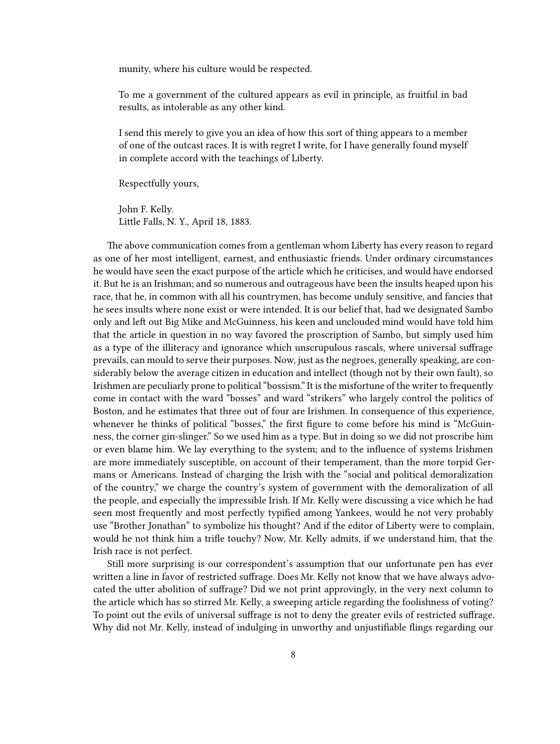> munity, where his culture would be respected.
>
> To me a government of the cultured appears as evil in principle, as fruitful in bad results, as intolerable as any other kind.
>
> I send this merely to give you an idea of how this sort of thing appears to a member of one of the outcast races. It is with regret I write, for I have generally found myself in complete accord with the teachings of Liberty.
>
> Respectfully yours,
>
> John F. Kelly.
> Little Falls, N. Y., April 18, 1883.

The above communication comes from a gentleman whom Liberty has every reason to regard as one of her most intelligent, earnest, and enthusiastic friends. Under ordinary circumstances he would have seen the exact purpose of the article which he criticises, and would have endorsed it. But he is an Irishman; and so numerous and outrageous have been the insults heaped upon his race, that he, in common with all his countrymen, has become unduly sensitive, and fancies that he sees insults where none exist or were intended. It is our belief that, had we designated Sambo only and left out Big Mike and McGuinness, his keen and unclouded mind would have told him that the article in question in no way favored the proscription of Sambo, but simply used him as a type of the illiteracy and ignorance which unscrupulous rascals, where universal suffrage prevails, can mould to serve their purposes. Now, just as the negroes, generally speaking, are considerably below the average citizen in education and intellect (though not by their own fault), so Irishmen are peculiarly prone to political "bossism." It is the misfortune of the writer to frequently come in contact with the ward "bosses" and ward "strikers" who largely control the politics of Boston, and he estimates that three out of four are Irishmen. In consequence of this experience, whenever he thinks of political "bosses," the first figure to come before his mind is "McGuinness, the corner gin-slinger." So we used him as a type. But in doing so we did not proscribe him or even blame him. We lay everything to the system; and to the influence of systems Irishmen are more immediately susceptible, on account of their temperament, than the more torpid Germans or Americans. Instead of charging the Irish with the "social and political demoralization of the country," we charge the country's system of government with the demoralization of all the people, and especially the impressible Irish. If Mr. Kelly were discussing a vice which he had seen most frequently and most perfectly typified among Yankees, would he not very probably use "Brother Jonathan" to symbolize his thought? And if the editor of Liberty were to complain, would he not think him a trifle touchy? Now, Mr. Kelly admits, if we understand him, that the Irish race is not perfect.

Still more surprising is our correspondent's assumption that our unfortunate pen has ever written a line in favor of restricted suffrage. Does Mr. Kelly not know that we have always advocated the utter abolition of suffrage? Did we not print approvingly, in the very next column to the article which has so stirred Mr. Kelly, a sweeping article regarding the foolishness of voting? To point out the evils of universal suffrage is not to deny the greater evils of restricted suffrage. Why did not Mr. Kelly, instead of indulging in unworthy and unjustifiable flings regarding our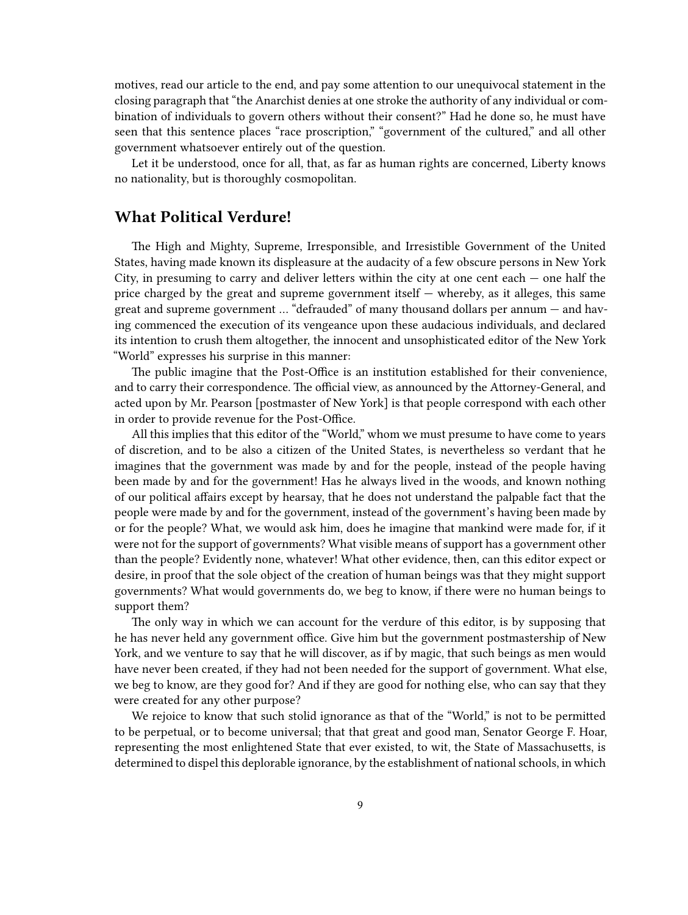motives, read our article to the end, and pay some attention to our unequivocal statement in the closing paragraph that "the Anarchist denies at one stroke the authority of any individual or combination of individuals to govern others without their consent?" Had he done so, he must have seen that this sentence places "race proscription," "government of the cultured," and all other government whatsoever entirely out of the question.

Let it be understood, once for all, that, as far as human rights are concerned, Liberty knows no nationality, but is thoroughly cosmopolitan.

## What Political Verdure!

The High and Mighty, Supreme, Irresponsible, and Irresistible Government of the United States, having made known its displeasure at the audacity of a few obscure persons in New York City, in presuming to carry and deliver letters within the city at one cent each — one half the price charged by the great and supreme government itself — whereby, as it alleges, this same great and supreme government … "defrauded" of many thousand dollars per annum — and having commenced the execution of its vengeance upon these audacious individuals, and declared its intention to crush them altogether, the innocent and unsophisticated editor of the New York "World" expresses his surprise in this manner:

The public imagine that the Post-Office is an institution established for their convenience, and to carry their correspondence. The official view, as announced by the Attorney-General, and acted upon by Mr. Pearson [postmaster of New York] is that people correspond with each other in order to provide revenue for the Post-Office.

All this implies that this editor of the "World," whom we must presume to have come to years of discretion, and to be also a citizen of the United States, is nevertheless so verdant that he imagines that the government was made by and for the people, instead of the people having been made by and for the government! Has he always lived in the woods, and known nothing of our political affairs except by hearsay, that he does not understand the palpable fact that the people were made by and for the government, instead of the government's having been made by or for the people? What, we would ask him, does he imagine that mankind were made for, if it were not for the support of governments? What visible means of support has a government other than the people? Evidently none, whatever! What other evidence, then, can this editor expect or desire, in proof that the sole object of the creation of human beings was that they might support governments? What would governments do, we beg to know, if there were no human beings to support them?

The only way in which we can account for the verdure of this editor, is by supposing that he has never held any government office. Give him but the government postmastership of New York, and we venture to say that he will discover, as if by magic, that such beings as men would have never been created, if they had not been needed for the support of government. What else, we beg to know, are they good for? And if they are good for nothing else, who can say that they were created for any other purpose?

We rejoice to know that such stolid ignorance as that of the "World," is not to be permitted to be perpetual, or to become universal; that that great and good man, Senator George F. Hoar, representing the most enlightened State that ever existed, to wit, the State of Massachusetts, is determined to dispel this deplorable ignorance, by the establishment of national schools, in which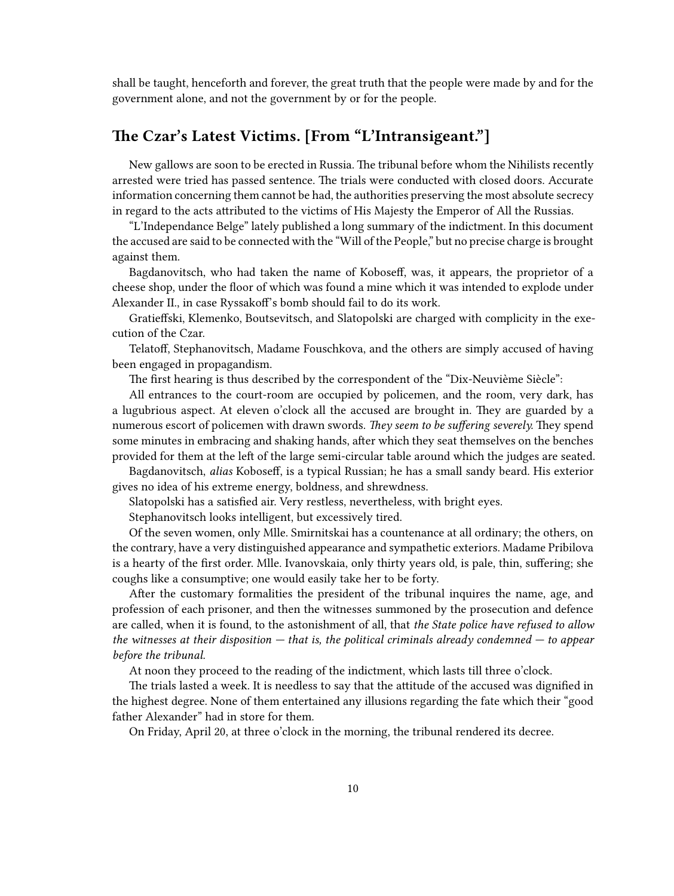shall be taught, henceforth and forever, the great truth that the people were made by and for the government alone, and not the government by or for the people.

## The Czar's Latest Victims. [From "L'Intransigeant."]

New gallows are soon to be erected in Russia. The tribunal before whom the Nihilists recently arrested were tried has passed sentence. The trials were conducted with closed doors. Accurate information concerning them cannot be had, the authorities preserving the most absolute secrecy in regard to the acts attributed to the victims of His Majesty the Emperor of All the Russias.

"L'Independance Belge" lately published a long summary of the indictment. In this document the accused are said to be connected with the "Will of the People," but no precise charge is brought against them.

Bagdanovitsch, who had taken the name of Koboseff, was, it appears, the proprietor of a cheese shop, under the floor of which was found a mine which it was intended to explode under Alexander II., in case Ryssakoff's bomb should fail to do its work.

Gratieffski, Klemenko, Boutsevitsch, and Slatopolski are charged with complicity in the execution of the Czar.

Telatoff, Stephanovitsch, Madame Fouschkova, and the others are simply accused of having been engaged in propagandism.

The first hearing is thus described by the correspondent of the "Dix-Neuvième Siècle":

All entrances to the court-room are occupied by policemen, and the room, very dark, has a lugubrious aspect. At eleven o'clock all the accused are brought in. They are guarded by a numerous escort of policemen with drawn swords. *They seem to be suffering severely.* They spend some minutes in embracing and shaking hands, after which they seat themselves on the benches provided for them at the left of the large semi-circular table around which the judges are seated.

Bagdanovitsch, *alias* Koboseff, is a typical Russian; he has a small sandy beard. His exterior gives no idea of his extreme energy, boldness, and shrewdness.

Slatopolski has a satisfied air. Very restless, nevertheless, with bright eyes.

Stephanovitsch looks intelligent, but excessively tired.

Of the seven women, only Mlle. Smirnitskai has a countenance at all ordinary; the others, on the contrary, have a very distinguished appearance and sympathetic exteriors. Madame Pribilova is a hearty of the first order. Mlle. Ivanovskaia, only thirty years old, is pale, thin, suffering; she coughs like a consumptive; one would easily take her to be forty.

After the customary formalities the president of the tribunal inquires the name, age, and profession of each prisoner, and then the witnesses summoned by the prosecution and defence are called, when it is found, to the astonishment of all, that *the State police have refused to allow the witnesses at their disposition — that is, the political criminals already condemned — to appear before the tribunal.*

At noon they proceed to the reading of the indictment, which lasts till three o'clock.

The trials lasted a week. It is needless to say that the attitude of the accused was dignified in the highest degree. None of them entertained any illusions regarding the fate which their "good father Alexander" had in store for them.

On Friday, April 20, at three o'clock in the morning, the tribunal rendered its decree.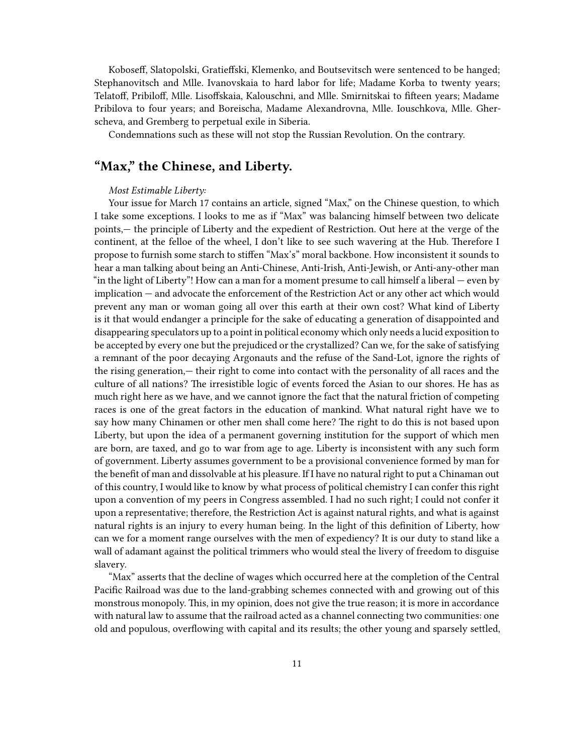Koboseff, Slatopolski, Gratieffski, Klemenko, and Boutsevitsch were sentenced to be hanged; Stephanovitsch and Mlle. Ivanovskaia to hard labor for life; Madame Korba to twenty years; Telatoff, Pribiloff, Mlle. Lisoffskaia, Kalouschni, and Mlle. Smirnitskai to fifteen years; Madame Pribilova to four years; and Boreischa, Madame Alexandrovna, Mlle. Iouschkova, Mlle. Gherscheva, and Gremberg to perpetual exile in Siberia.

Condemnations such as these will not stop the Russian Revolution. On the contrary.

## "Max," the Chinese, and Liberty.

*Most Estimable Liberty:*

Your issue for March 17 contains an article, signed "Max," on the Chinese question, to which I take some exceptions. I looks to me as if "Max" was balancing himself between two delicate points,— the principle of Liberty and the expedient of Restriction. Out here at the verge of the continent, at the felloe of the wheel, I don't like to see such wavering at the Hub. Therefore I propose to furnish some starch to stiffen "Max's" moral backbone. How inconsistent it sounds to hear a man talking about being an Anti-Chinese, Anti-Irish, Anti-Jewish, or Anti-any-other man "in the light of Liberty"! How can a man for a moment presume to call himself a liberal — even by implication — and advocate the enforcement of the Restriction Act or any other act which would prevent any man or woman going all over this earth at their own cost? What kind of Liberty is it that would endanger a principle for the sake of educating a generation of disappointed and disappearing speculators up to a point in political economy which only needs a lucid exposition to be accepted by every one but the prejudiced or the crystallized? Can we, for the sake of satisfying a remnant of the poor decaying Argonauts and the refuse of the Sand-Lot, ignore the rights of the rising generation,— their right to come into contact with the personality of all races and the culture of all nations? The irresistible logic of events forced the Asian to our shores. He has as much right here as we have, and we cannot ignore the fact that the natural friction of competing races is one of the great factors in the education of mankind. What natural right have we to say how many Chinamen or other men shall come here? The right to do this is not based upon Liberty, but upon the idea of a permanent governing institution for the support of which men are born, are taxed, and go to war from age to age. Liberty is inconsistent with any such form of government. Liberty assumes government to be a provisional convenience formed by man for the benefit of man and dissolvable at his pleasure. If I have no natural right to put a Chinaman out of this country, I would like to know by what process of political chemistry I can confer this right upon a convention of my peers in Congress assembled. I had no such right; I could not confer it upon a representative; therefore, the Restriction Act is against natural rights, and what is against natural rights is an injury to every human being. In the light of this definition of Liberty, how can we for a moment range ourselves with the men of expediency? It is our duty to stand like a wall of adamant against the political trimmers who would steal the livery of freedom to disguise slavery.

"Max" asserts that the decline of wages which occurred here at the completion of the Central Pacific Railroad was due to the land-grabbing schemes connected with and growing out of this monstrous monopoly. This, in my opinion, does not give the true reason; it is more in accordance with natural law to assume that the railroad acted as a channel connecting two communities: one old and populous, overflowing with capital and its results; the other young and sparsely settled,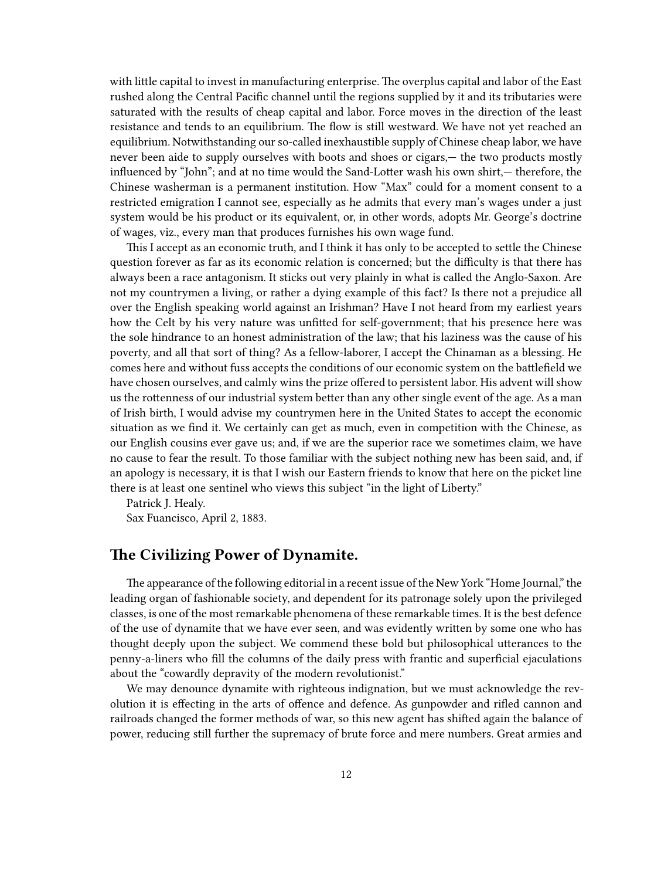with little capital to invest in manufacturing enterprise. The overplus capital and labor of the East rushed along the Central Pacific channel until the regions supplied by it and its tributaries were saturated with the results of cheap capital and labor. Force moves in the direction of the least resistance and tends to an equilibrium. The flow is still westward. We have not yet reached an equilibrium. Notwithstanding our so-called inexhaustible supply of Chinese cheap labor, we have never been aide to supply ourselves with boots and shoes or cigars,— the two products mostly influenced by "John"; and at no time would the Sand-Lotter wash his own shirt,— therefore, the Chinese washerman is a permanent institution. How "Max" could for a moment consent to a restricted emigration I cannot see, especially as he admits that every man's wages under a just system would be his product or its equivalent, or, in other words, adopts Mr. George's doctrine of wages, viz., every man that produces furnishes his own wage fund.

This I accept as an economic truth, and I think it has only to be accepted to settle the Chinese question forever as far as its economic relation is concerned; but the difficulty is that there has always been a race antagonism. It sticks out very plainly in what is called the Anglo-Saxon. Are not my countrymen a living, or rather a dying example of this fact? Is there not a prejudice all over the English speaking world against an Irishman? Have I not heard from my earliest years how the Celt by his very nature was unfitted for self-government; that his presence here was the sole hindrance to an honest administration of the law; that his laziness was the cause of his poverty, and all that sort of thing? As a fellow-laborer, I accept the Chinaman as a blessing. He comes here and without fuss accepts the conditions of our economic system on the battlefield we have chosen ourselves, and calmly wins the prize offered to persistent labor. His advent will show us the rottenness of our industrial system better than any other single event of the age. As a man of Irish birth, I would advise my countrymen here in the United States to accept the economic situation as we find it. We certainly can get as much, even in competition with the Chinese, as our English cousins ever gave us; and, if we are the superior race we sometimes claim, we have no cause to fear the result. To those familiar with the subject nothing new has been said, and, if an apology is necessary, it is that I wish our Eastern friends to know that here on the picket line there is at least one sentinel who views this subject "in the light of Liberty."

Patrick J. Healy.

Sax Fuancisco, April 2, 1883.

## The Civilizing Power of Dynamite.

The appearance of the following editorial in a recent issue of the New York "Home Journal," the leading organ of fashionable society, and dependent for its patronage solely upon the privileged classes, is one of the most remarkable phenomena of these remarkable times. It is the best defence of the use of dynamite that we have ever seen, and was evidently written by some one who has thought deeply upon the subject. We commend these bold but philosophical utterances to the penny-a-liners who fill the columns of the daily press with frantic and superficial ejaculations about the "cowardly depravity of the modern revolutionist."

We may denounce dynamite with righteous indignation, but we must acknowledge the revolution it is effecting in the arts of offence and defence. As gunpowder and rifled cannon and railroads changed the former methods of war, so this new agent has shifted again the balance of power, reducing still further the supremacy of brute force and mere numbers. Great armies and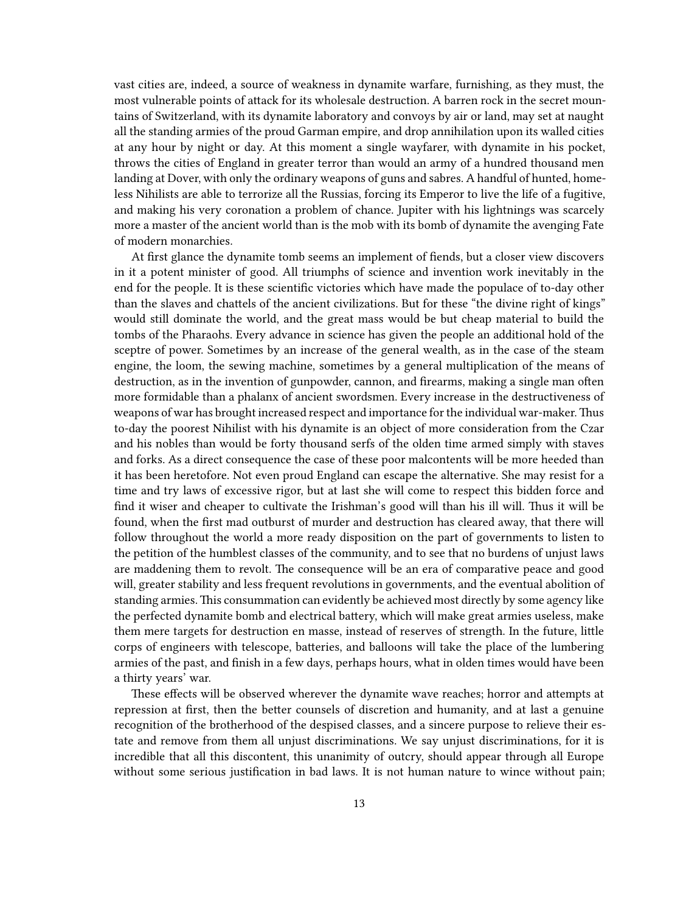vast cities are, indeed, a source of weakness in dynamite warfare, furnishing, as they must, the most vulnerable points of attack for its wholesale destruction. A barren rock in the secret mountains of Switzerland, with its dynamite laboratory and convoys by air or land, may set at naught all the standing armies of the proud Garman empire, and drop annihilation upon its walled cities at any hour by night or day. At this moment a single wayfarer, with dynamite in his pocket, throws the cities of England in greater terror than would an army of a hundred thousand men landing at Dover, with only the ordinary weapons of guns and sabres. A handful of hunted, homeless Nihilists are able to terrorize all the Russias, forcing its Emperor to live the life of a fugitive, and making his very coronation a problem of chance. Jupiter with his lightnings was scarcely more a master of the ancient world than is the mob with its bomb of dynamite the avenging Fate of modern monarchies.

At first glance the dynamite tomb seems an implement of fiends, but a closer view discovers in it a potent minister of good. All triumphs of science and invention work inevitably in the end for the people. It is these scientific victories which have made the populace of to-day other than the slaves and chattels of the ancient civilizations. But for these "the divine right of kings" would still dominate the world, and the great mass would be but cheap material to build the tombs of the Pharaohs. Every advance in science has given the people an additional hold of the sceptre of power. Sometimes by an increase of the general wealth, as in the case of the steam engine, the loom, the sewing machine, sometimes by a general multiplication of the means of destruction, as in the invention of gunpowder, cannon, and firearms, making a single man often more formidable than a phalanx of ancient swordsmen. Every increase in the destructiveness of weapons of war has brought increased respect and importance for the individual war-maker. Thus to-day the poorest Nihilist with his dynamite is an object of more consideration from the Czar and his nobles than would be forty thousand serfs of the olden time armed simply with staves and forks. As a direct consequence the case of these poor malcontents will be more heeded than it has been heretofore. Not even proud England can escape the alternative. She may resist for a time and try laws of excessive rigor, but at last she will come to respect this bidden force and find it wiser and cheaper to cultivate the Irishman's good will than his ill will. Thus it will be found, when the first mad outburst of murder and destruction has cleared away, that there will follow throughout the world a more ready disposition on the part of governments to listen to the petition of the humblest classes of the community, and to see that no burdens of unjust laws are maddening them to revolt. The consequence will be an era of comparative peace and good will, greater stability and less frequent revolutions in governments, and the eventual abolition of standing armies. This consummation can evidently be achieved most directly by some agency like the perfected dynamite bomb and electrical battery, which will make great armies useless, make them mere targets for destruction en masse, instead of reserves of strength. In the future, little corps of engineers with telescope, batteries, and balloons will take the place of the lumbering armies of the past, and finish in a few days, perhaps hours, what in olden times would have been a thirty years' war.

These effects will be observed wherever the dynamite wave reaches; horror and attempts at repression at first, then the better counsels of discretion and humanity, and at last a genuine recognition of the brotherhood of the despised classes, and a sincere purpose to relieve their estate and remove from them all unjust discriminations. We say unjust discriminations, for it is incredible that all this discontent, this unanimity of outcry, should appear through all Europe without some serious justification in bad laws. It is not human nature to wince without pain;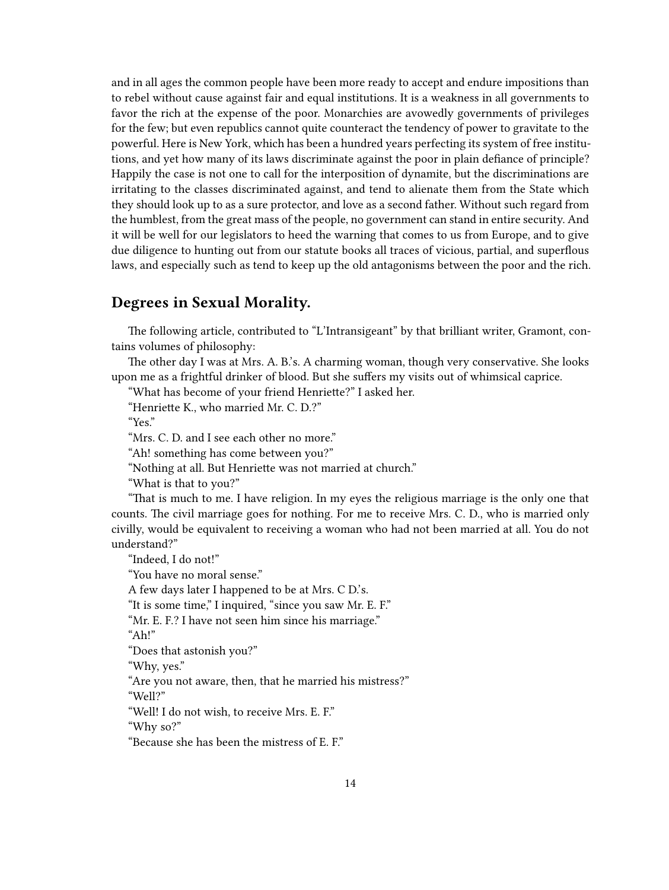and in all ages the common people have been more ready to accept and endure impositions than to rebel without cause against fair and equal institutions. It is a weakness in all governments to favor the rich at the expense of the poor. Monarchies are avowedly governments of privileges for the few; but even republics cannot quite counteract the tendency of power to gravitate to the powerful. Here is New York, which has been a hundred years perfecting its system of free institutions, and yet how many of its laws discriminate against the poor in plain defiance of principle? Happily the case is not one to call for the interposition of dynamite, but the discriminations are irritating to the classes discriminated against, and tend to alienate them from the State which they should look up to as a sure protector, and love as a second father. Without such regard from the humblest, from the great mass of the people, no government can stand in entire security. And it will be well for our legislators to heed the warning that comes to us from Europe, and to give due diligence to hunting out from our statute books all traces of vicious, partial, and superflous laws, and especially such as tend to keep up the old antagonisms between the poor and the rich.

## Degrees in Sexual Morality.

The following article, contributed to "L'Intransigeant" by that brilliant writer, Gramont, contains volumes of philosophy:

The other day I was at Mrs. A. B.'s. A charming woman, though very conservative. She looks upon me as a frightful drinker of blood. But she suffers my visits out of whimsical caprice.

"What has become of your friend Henriette?" I asked her.

"Henriette K., who married Mr. C. D.?"

"Yes."

"Mrs. C. D. and I see each other no more."

"Ah! something has come between you?"

"Nothing at all. But Henriette was not married at church."

"What is that to you?"

"That is much to me. I have religion. In my eyes the religious marriage is the only one that counts. The civil marriage goes for nothing. For me to receive Mrs. C. D., who is married only civilly, would be equivalent to receiving a woman who had not been married at all. You do not understand?"

"Indeed, I do not!"

"You have no moral sense."

A few days later I happened to be at Mrs. C D.'s.

"It is some time," I inquired, "since you saw Mr. E. F."

"Mr. E. F.? I have not seen him since his marriage."

"Ah!"

"Does that astonish you?"

"Why, yes."

"Are you not aware, then, that he married his mistress?"

"Well?"

"Well! I do not wish, to receive Mrs. E. F."

"Why so?"

"Because she has been the mistress of E. F."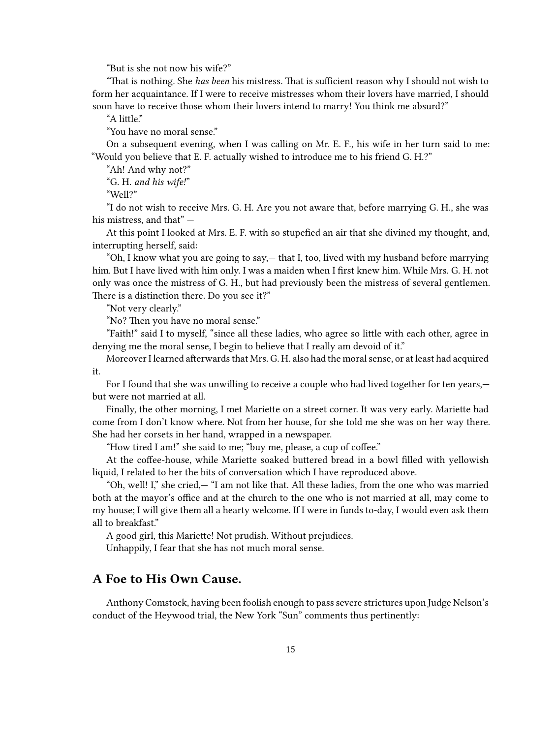"But is she not now his wife?"

"That is nothing. She *has been* his mistress. That is sufficient reason why I should not wish to form her acquaintance. If I were to receive mistresses whom their lovers have married, I should soon have to receive those whom their lovers intend to marry! You think me absurd?"

"A little."

"You have no moral sense."

On a subsequent evening, when I was calling on Mr. E. F., his wife in her turn said to me: "Would you believe that E. F. actually wished to introduce me to his friend G. H.?"

"Ah! And why not?"

"G. H. *and his wife!*"

"Well?"

"I do not wish to receive Mrs. G. H. Are you not aware that, before marrying G. H., she was his mistress, and that" —

At this point I looked at Mrs. E. F. with so stupefied an air that she divined my thought, and, interrupting herself, said:

"Oh, I know what you are going to say,— that I, too, lived with my husband before marrying him. But I have lived with him only. I was a maiden when I first knew him. While Mrs. G. H. not only was once the mistress of G. H., but had previously been the mistress of several gentlemen. There is a distinction there. Do you see it?"

"Not very clearly."

"No? Then you have no moral sense."

"Faith!" said I to myself, "since all these ladies, who agree so little with each other, agree in denying me the moral sense, I begin to believe that I really am devoid of it."

Moreover I learned afterwards that Mrs. G. H. also had the moral sense, or at least had acquired it.

For I found that she was unwilling to receive a couple who had lived together for ten years,— but were not married at all.

Finally, the other morning, I met Mariette on a street corner. It was very early. Mariette had come from I don't know where. Not from her house, for she told me she was on her way there. She had her corsets in her hand, wrapped in a newspaper.

"How tired I am!" she said to me; "buy me, please, a cup of coffee."

At the coffee-house, while Mariette soaked buttered bread in a bowl filled with yellowish liquid, I related to her the bits of conversation which I have reproduced above.

"Oh, well! I," she cried,— "I am not like that. All these ladies, from the one who was married both at the mayor's office and at the church to the one who is not married at all, may come to my house; I will give them all a hearty welcome. If I were in funds to-day, I would even ask them all to breakfast."

A good girl, this Mariette! Not prudish. Without prejudices.

Unhappily, I fear that she has not much moral sense.

## A Foe to His Own Cause.

Anthony Comstock, having been foolish enough to pass severe strictures upon Judge Nelson's conduct of the Heywood trial, the New York "Sun" comments thus pertinently: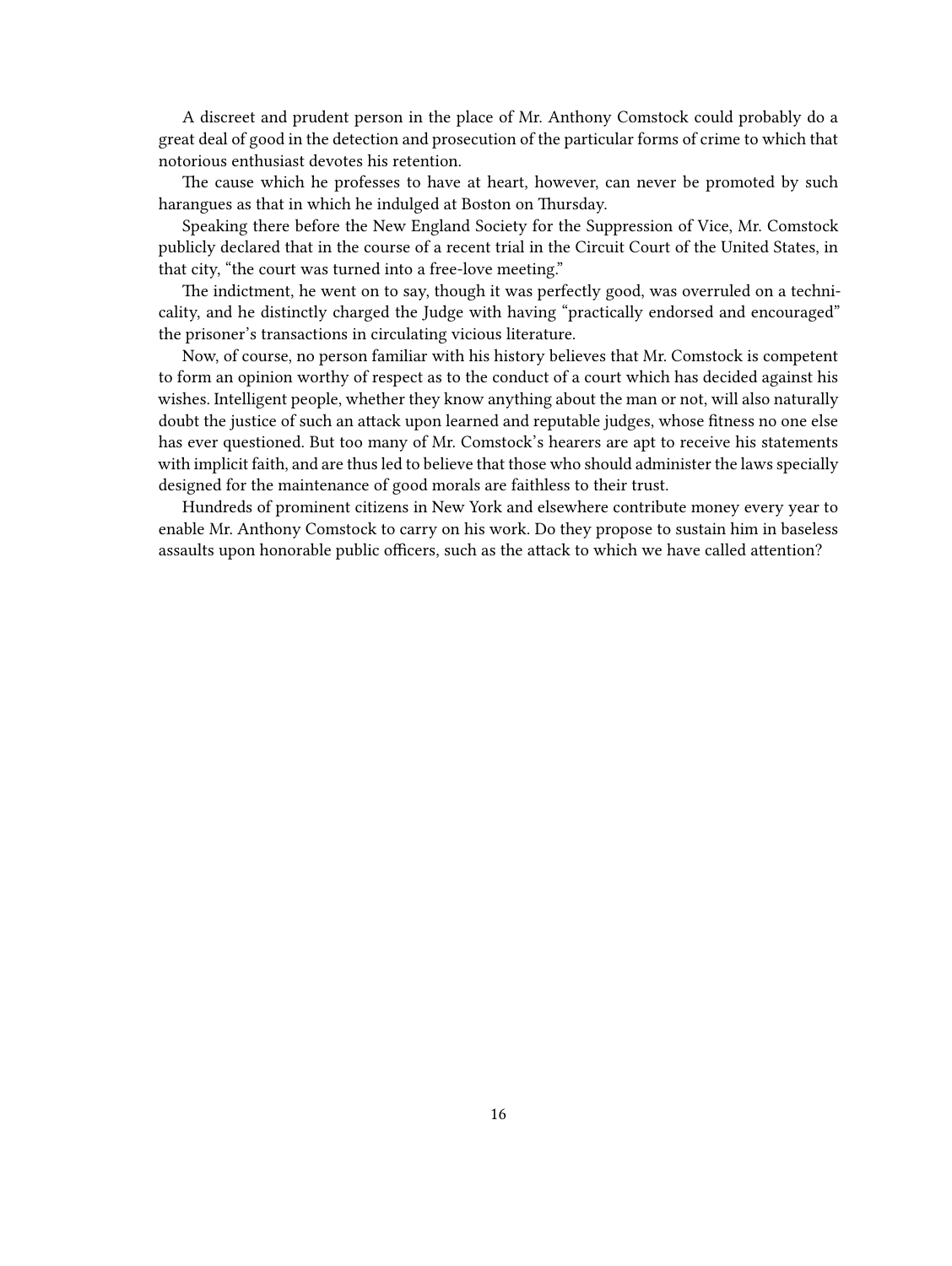A discreet and prudent person in the place of Mr. Anthony Comstock could probably do a great deal of good in the detection and prosecution of the particular forms of crime to which that notorious enthusiast devotes his retention.

The cause which he professes to have at heart, however, can never be promoted by such harangues as that in which he indulged at Boston on Thursday.

Speaking there before the New England Society for the Suppression of Vice, Mr. Comstock publicly declared that in the course of a recent trial in the Circuit Court of the United States, in that city, "the court was turned into a free-love meeting."

The indictment, he went on to say, though it was perfectly good, was overruled on a technicality, and he distinctly charged the Judge with having "practically endorsed and encouraged" the prisoner's transactions in circulating vicious literature.

Now, of course, no person familiar with his history believes that Mr. Comstock is competent to form an opinion worthy of respect as to the conduct of a court which has decided against his wishes. Intelligent people, whether they know anything about the man or not, will also naturally doubt the justice of such an attack upon learned and reputable judges, whose fitness no one else has ever questioned. But too many of Mr. Comstock's hearers are apt to receive his statements with implicit faith, and are thus led to believe that those who should administer the laws specially designed for the maintenance of good morals are faithless to their trust.

Hundreds of prominent citizens in New York and elsewhere contribute money every year to enable Mr. Anthony Comstock to carry on his work. Do they propose to sustain him in baseless assaults upon honorable public officers, such as the attack to which we have called attention?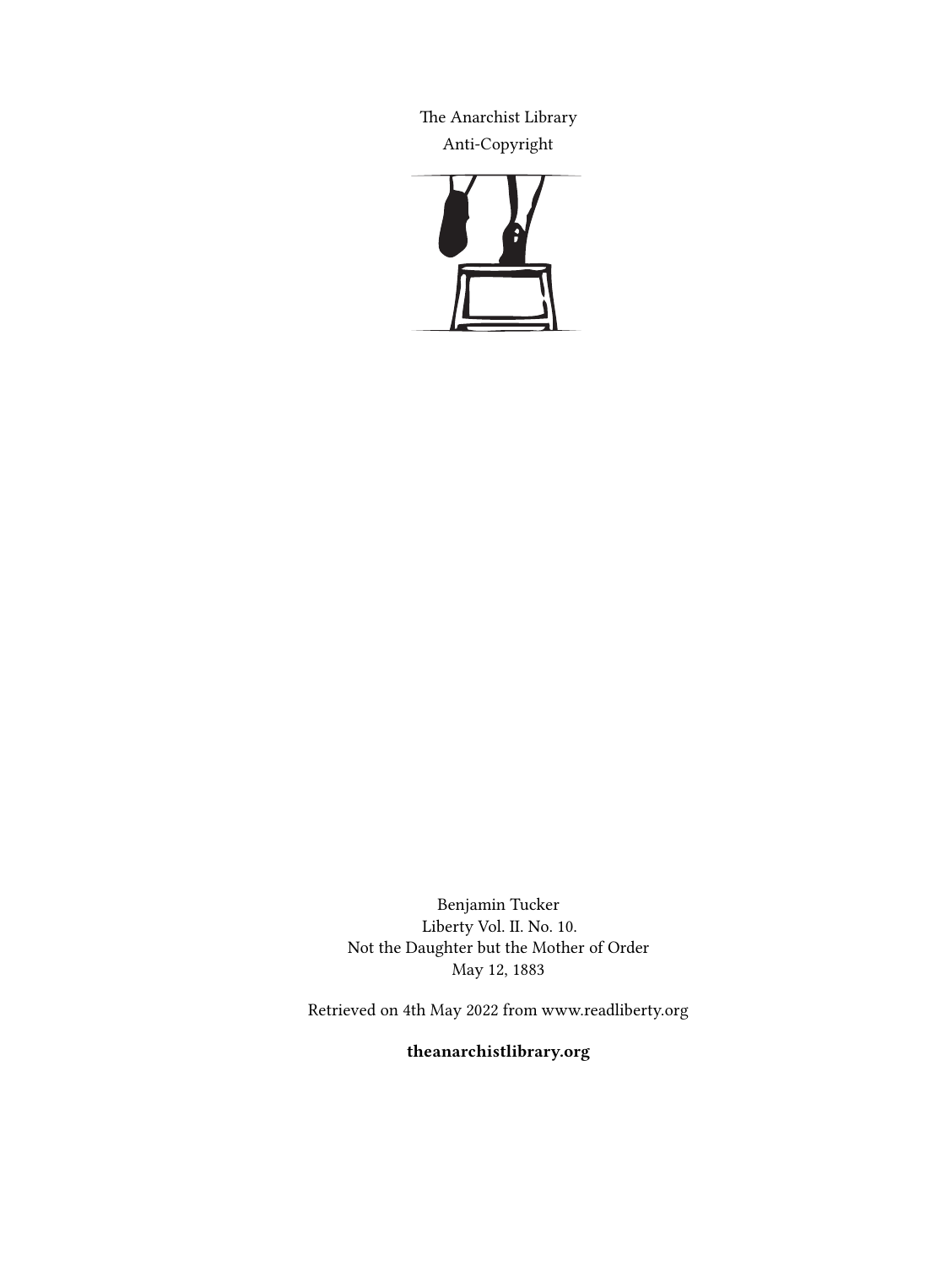The Anarchist Library
Anti-Copyright

Benjamin Tucker
Liberty Vol. II. No. 10.
Not the Daughter but the Mother of Order
May 12, 1883

Retrieved on 4th May 2022 from www.readliberty.org

**theanarchistlibrary.org**